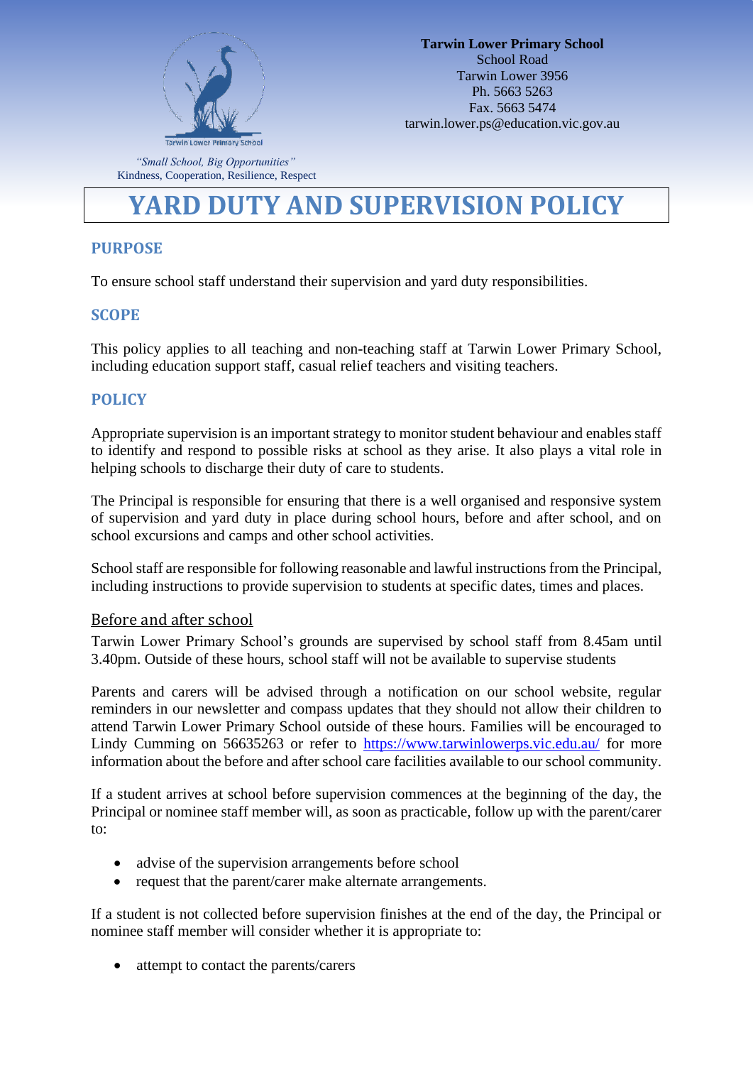**Tarwin Lower Primary School**
School Road
Tarwin Lower 3956
Ph. 5663 5263
Fax. 5663 5474
tarwin.lower.ps@education.vic.gov.au

*"Small School, Big Opportunities"*
Kindness, Cooperation, Resilience, Respect

# YARD DUTY AND SUPERVISION POLICY

## PURPOSE

To ensure school staff understand their supervision and yard duty responsibilities.

## SCOPE

This policy applies to all teaching and non-teaching staff at Tarwin Lower Primary School, including education support staff, casual relief teachers and visiting teachers.

## POLICY

Appropriate supervision is an important strategy to monitor student behaviour and enables staff to identify and respond to possible risks at school as they arise. It also plays a vital role in helping schools to discharge their duty of care to students.

The Principal is responsible for ensuring that there is a well organised and responsive system of supervision and yard duty in place during school hours, before and after school, and on school excursions and camps and other school activities.

School staff are responsible for following reasonable and lawful instructions from the Principal, including instructions to provide supervision to students at specific dates, times and places.

### Before and after school

Tarwin Lower Primary School's grounds are supervised by school staff from 8.45am until 3.40pm. Outside of these hours, school staff will not be available to supervise students

Parents and carers will be advised through a notification on our school website, regular reminders in our newsletter and compass updates that they should not allow their children to attend Tarwin Lower Primary School outside of these hours. Families will be encouraged to Lindy Cumming on 56635263 or refer to https://www.tarwinlowerps.vic.edu.au/ for more information about the before and after school care facilities available to our school community.

If a student arrives at school before supervision commences at the beginning of the day, the Principal or nominee staff member will, as soon as practicable, follow up with the parent/carer to:

- advise of the supervision arrangements before school
- request that the parent/carer make alternate arrangements.

If a student is not collected before supervision finishes at the end of the day, the Principal or nominee staff member will consider whether it is appropriate to:

- attempt to contact the parents/carers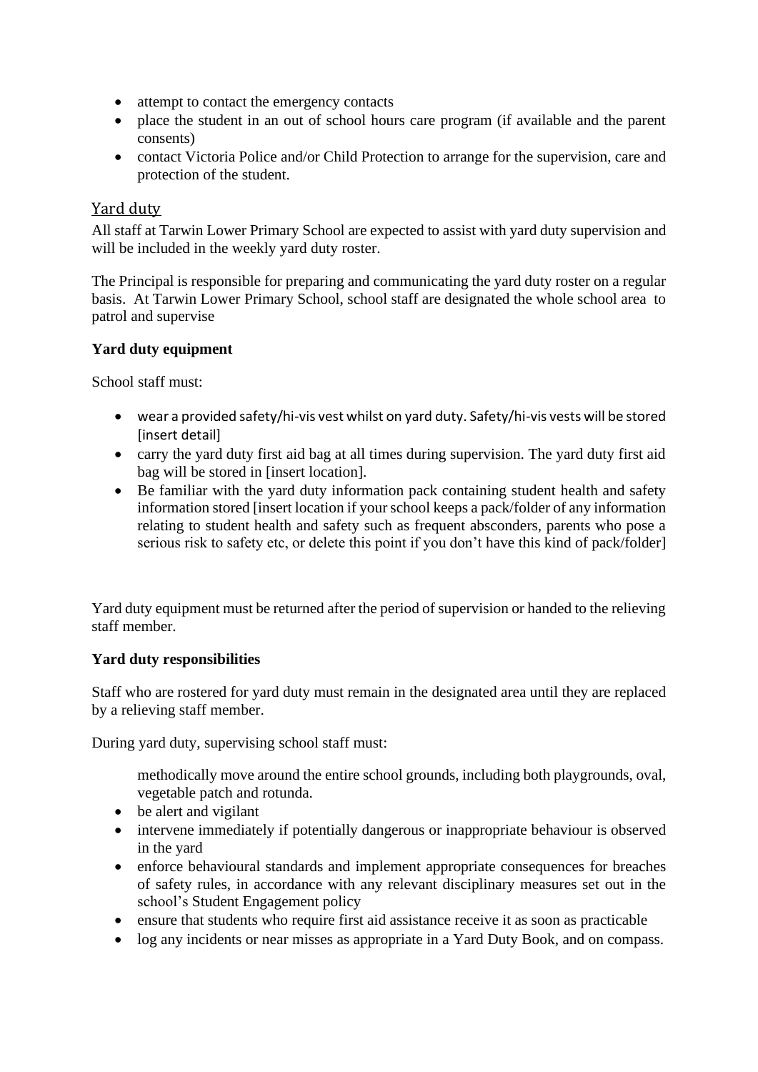- attempt to contact the emergency contacts
- place the student in an out of school hours care program (if available and the parent consents)
- contact Victoria Police and/or Child Protection to arrange for the supervision, care and protection of the student.

## Yard duty

All staff at Tarwin Lower Primary School are expected to assist with yard duty supervision and will be included in the weekly yard duty roster.

The Principal is responsible for preparing and communicating the yard duty roster on a regular basis. At Tarwin Lower Primary School, school staff are designated the whole school area to patrol and supervise

**Yard duty equipment**

School staff must:

- wear a provided safety/hi-vis vest whilst on yard duty. Safety/hi-vis vests will be stored [insert detail]
- carry the yard duty first aid bag at all times during supervision. The yard duty first aid bag will be stored in [insert location].
- Be familiar with the yard duty information pack containing student health and safety information stored [insert location if your school keeps a pack/folder of any information relating to student health and safety such as frequent absconders, parents who pose a serious risk to safety etc, or delete this point if you don't have this kind of pack/folder]

Yard duty equipment must be returned after the period of supervision or handed to the relieving staff member.

**Yard duty responsibilities**

Staff who are rostered for yard duty must remain in the designated area until they are replaced by a relieving staff member.

During yard duty, supervising school staff must:

methodically move around the entire school grounds, including both playgrounds, oval, vegetable patch and rotunda.

- be alert and vigilant
- intervene immediately if potentially dangerous or inappropriate behaviour is observed in the yard
- enforce behavioural standards and implement appropriate consequences for breaches of safety rules, in accordance with any relevant disciplinary measures set out in the school's Student Engagement policy
- ensure that students who require first aid assistance receive it as soon as practicable
- log any incidents or near misses as appropriate in a Yard Duty Book, and on compass.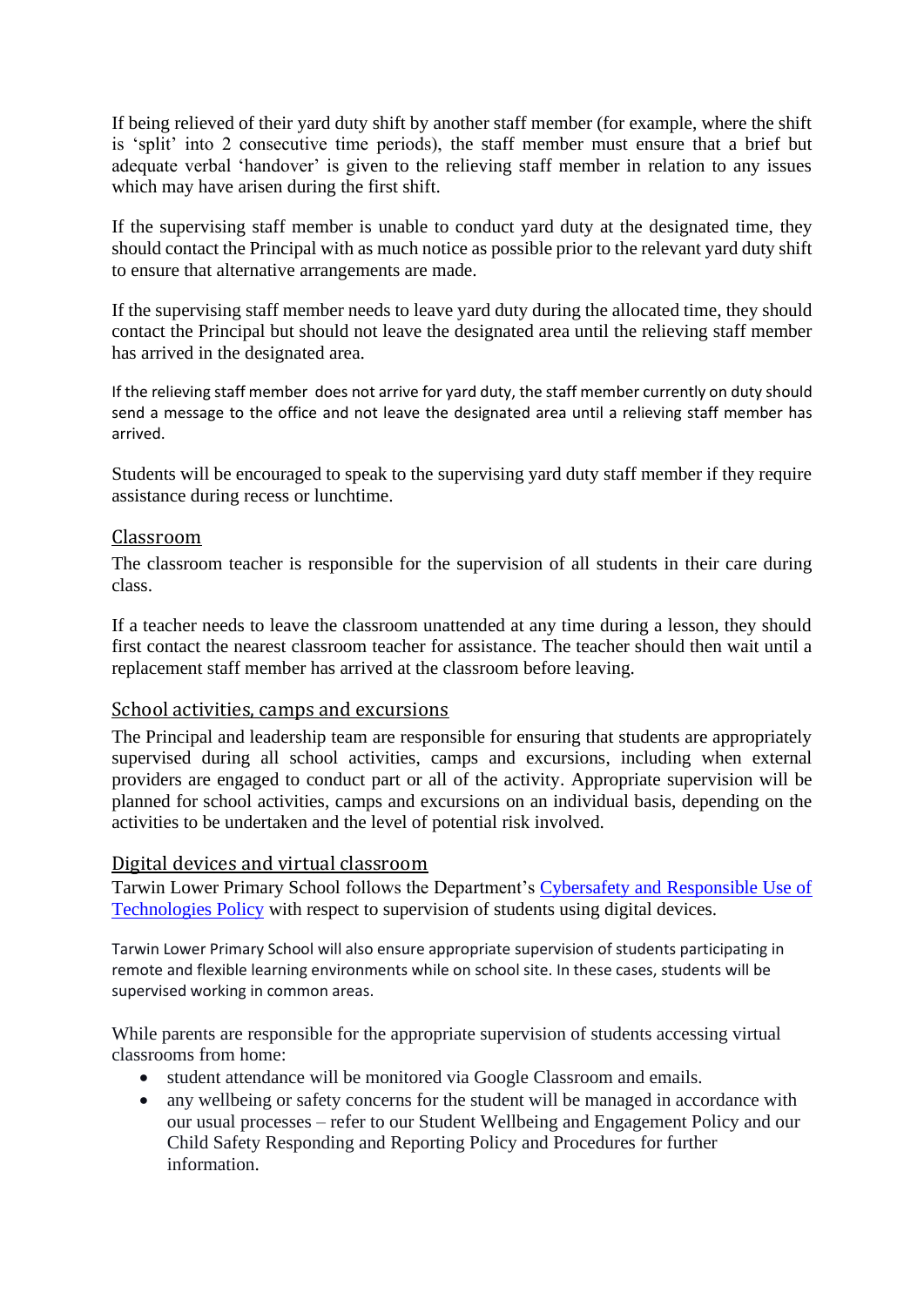If being relieved of their yard duty shift by another staff member (for example, where the shift is 'split' into 2 consecutive time periods), the staff member must ensure that a brief but adequate verbal 'handover' is given to the relieving staff member in relation to any issues which may have arisen during the first shift.

If the supervising staff member is unable to conduct yard duty at the designated time, they should contact the Principal with as much notice as possible prior to the relevant yard duty shift to ensure that alternative arrangements are made.

If the supervising staff member needs to leave yard duty during the allocated time, they should contact the Principal but should not leave the designated area until the relieving staff member has arrived in the designated area.

If the relieving staff member does not arrive for yard duty, the staff member currently on duty should send a message to the office and not leave the designated area until a relieving staff member has arrived.

Students will be encouraged to speak to the supervising yard duty staff member if they require assistance during recess or lunchtime.

## Classroom

The classroom teacher is responsible for the supervision of all students in their care during class.

If a teacher needs to leave the classroom unattended at any time during a lesson, they should first contact the nearest classroom teacher for assistance. The teacher should then wait until a replacement staff member has arrived at the classroom before leaving.

## School activities, camps and excursions

The Principal and leadership team are responsible for ensuring that students are appropriately supervised during all school activities, camps and excursions, including when external providers are engaged to conduct part or all of the activity. Appropriate supervision will be planned for school activities, camps and excursions on an individual basis, depending on the activities to be undertaken and the level of potential risk involved.

## Digital devices and virtual classroom

Tarwin Lower Primary School follows the Department's [Cybersafety and Responsible Use of Technologies Policy]() with respect to supervision of students using digital devices.

Tarwin Lower Primary School will also ensure appropriate supervision of students participating in remote and flexible learning environments while on school site. In these cases, students will be supervised working in common areas.

While parents are responsible for the appropriate supervision of students accessing virtual classrooms from home:

- student attendance will be monitored via Google Classroom and emails.
- any wellbeing or safety concerns for the student will be managed in accordance with our usual processes – refer to our Student Wellbeing and Engagement Policy and our Child Safety Responding and Reporting Policy and Procedures for further information.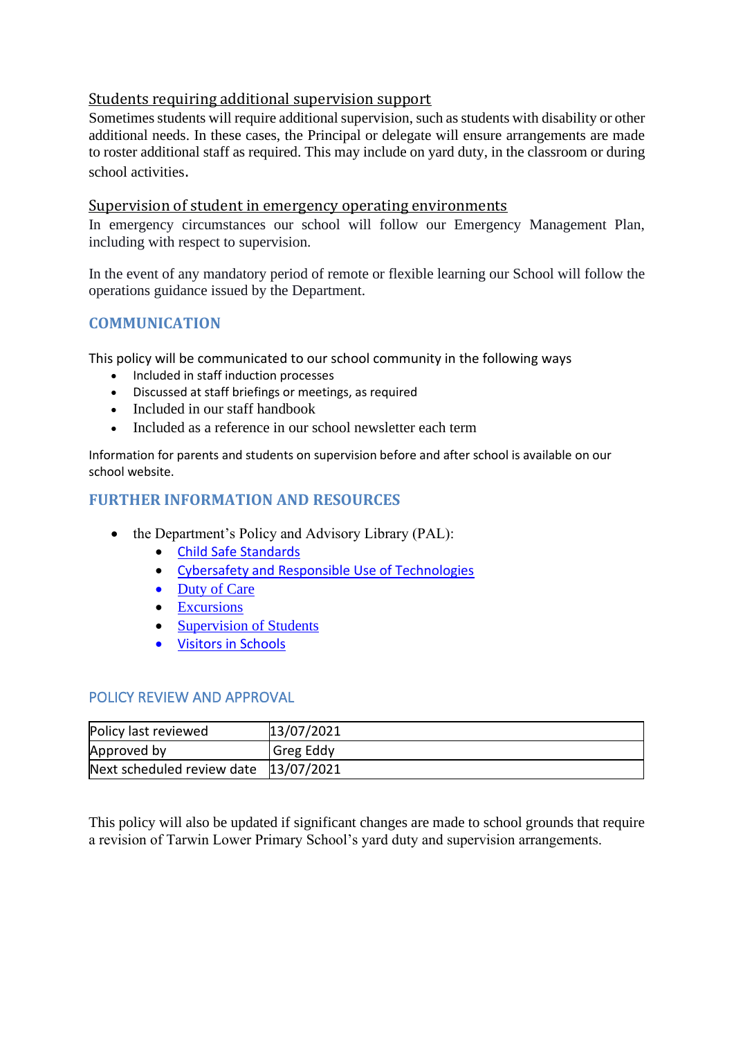### Students requiring additional supervision support

Sometimes students will require additional supervision, such as students with disability or other additional needs. In these cases, the Principal or delegate will ensure arrangements are made to roster additional staff as required. This may include on yard duty, in the classroom or during school activities.

### Supervision of student in emergency operating environments

In emergency circumstances our school will follow our Emergency Management Plan, including with respect to supervision.

In the event of any mandatory period of remote or flexible learning our School will follow the operations guidance issued by the Department.

## COMMUNICATION

This policy will be communicated to our school community in the following ways

- Included in staff induction processes
- Discussed at staff briefings or meetings, as required
- Included in our staff handbook
- Included as a reference in our school newsletter each term

Information for parents and students on supervision before and after school is available on our school website.

## FURTHER INFORMATION AND RESOURCES

- the Department's Policy and Advisory Library (PAL):
  - Child Safe Standards
  - Cybersafety and Responsible Use of Technologies
  - Duty of Care
  - Excursions
  - Supervision of Students
  - Visitors in Schools

## POLICY REVIEW AND APPROVAL

| | |
|---|---|
| Policy last reviewed | 13/07/2021 |
| Approved by | Greg Eddy |
| Next scheduled review date | 13/07/2021 |

This policy will also be updated if significant changes are made to school grounds that require a revision of Tarwin Lower Primary School's yard duty and supervision arrangements.